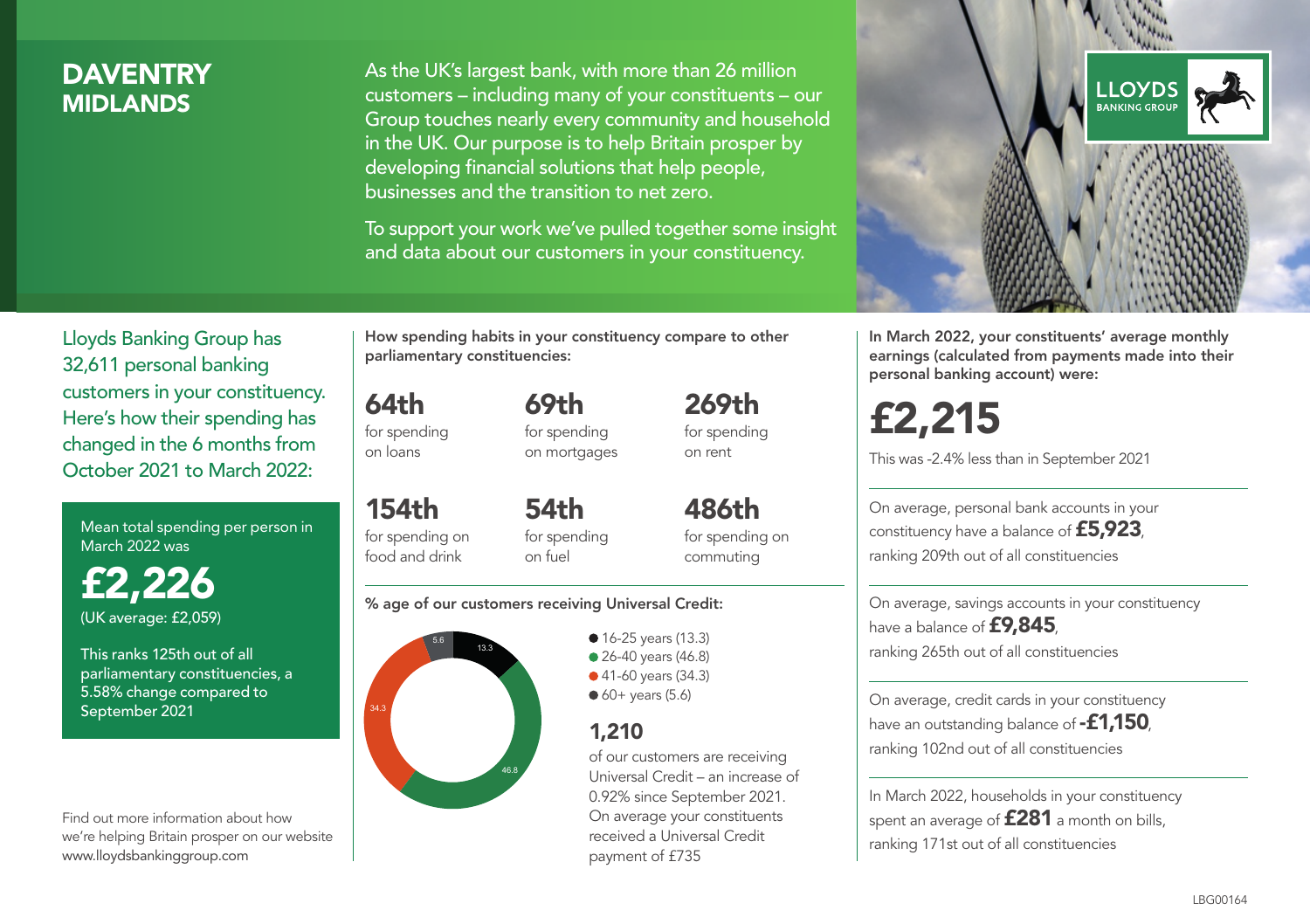# DAVENTRY
## MIDLANDS

As the UK's largest bank, with more than 26 million customers – including many of your constituents – our Group touches nearly every community and household in the UK. Our purpose is to help Britain prosper by developing financial solutions that help people, businesses and the transition to net zero.

To support your work we've pulled together some insight and data about our customers in your constituency.

Lloyds Banking Group has 32,611 personal banking customers in your constituency. Here's how their spending has changed in the 6 months from October 2021 to March 2022:

Mean total spending per person in March 2022 was

**£2,226**
(UK average: £2,059)

This ranks 125th out of all parliamentary constituencies, a 5.58% change compared to September 2021

Find out more information about how we're helping Britain prosper on our website www.lloydsbankinggroup.com

**How spending habits in your constituency compare to other parliamentary constituencies:**

**64th** for spending on loans

**69th** for spending on mortgages

**269th** for spending on rent

**154th** for spending on food and drink

**54th** for spending on fuel

**486th** for spending on commuting

**% age of our customers receiving Universal Credit:**

- 16-25 years (13.3)
- 26-40 years (46.8)
- 41-60 years (34.3)
- 60+ years (5.6)

**1,210**
of our customers are receiving Universal Credit – an increase of 0.92% since September 2021. On average your constituents received a Universal Credit payment of £735

**In March 2022, your constituents' average monthly earnings (calculated from payments made into their personal banking account) were:**

**£2,215**

This was -2.4% less than in September 2021

On average, personal bank accounts in your constituency have a balance of **£5,923**, ranking 209th out of all constituencies

On average, savings accounts in your constituency have a balance of **£9,845**, ranking 265th out of all constituencies

On average, credit cards in your constituency have an outstanding balance of **-£1,150**, ranking 102nd out of all constituencies

In March 2022, households in your constituency spent an average of **£281** a month on bills, ranking 171st out of all constituencies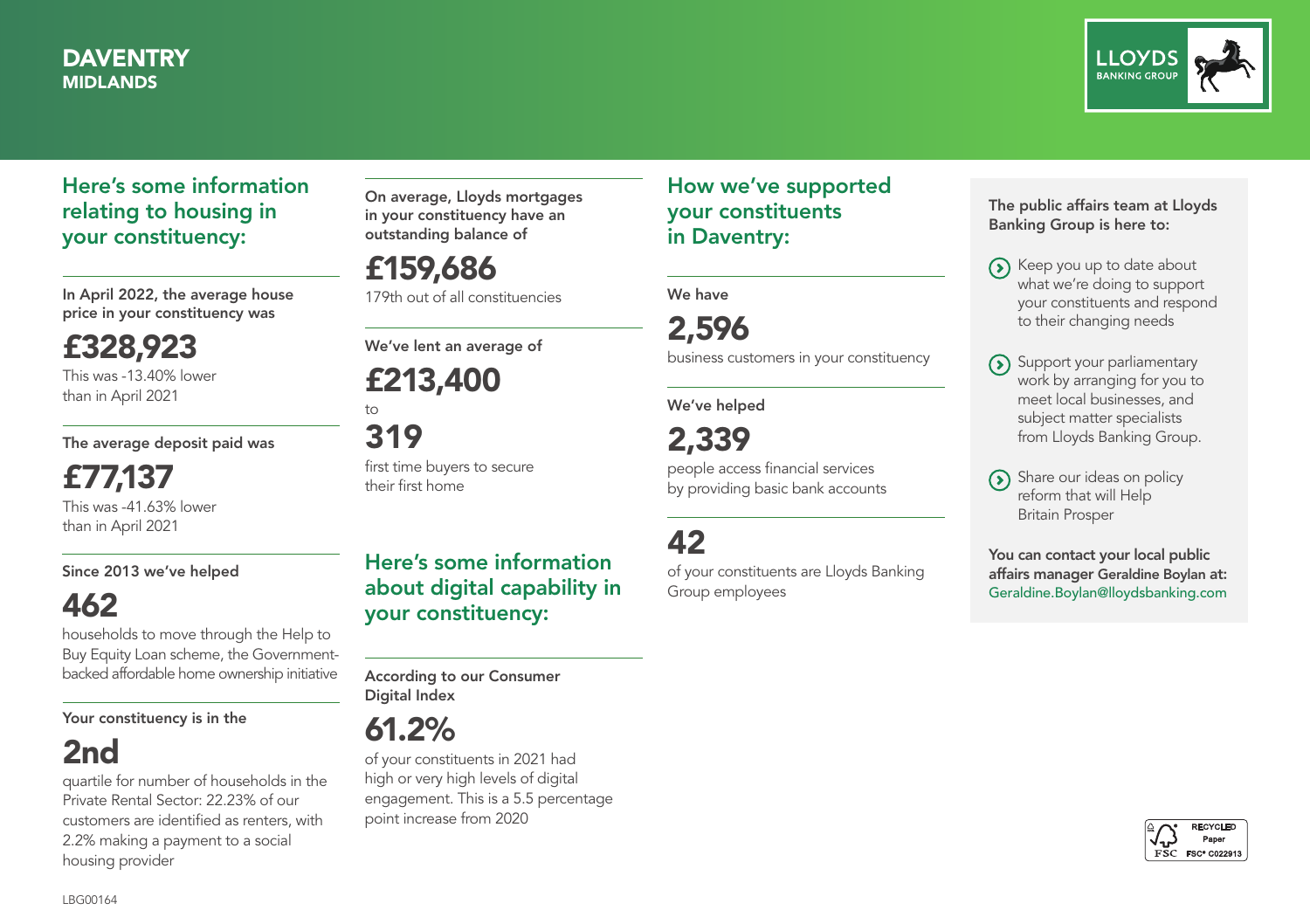# DAVENTRY
## MIDLANDS

LLOYDS BANKING GROUP

## Here's some information relating to housing in your constituency:

**In April 2022, the average house price in your constituency was**

**£328,923**

This was -13.40% lower than in April 2021

**The average deposit paid was**

**£77,137**

This was -41.63% lower than in April 2021

**Since 2013 we've helped**

**462**

households to move through the Help to Buy Equity Loan scheme, the Government-backed affordable home ownership initiative

**Your constituency is in the**

**2nd**

quartile for number of households in the Private Rental Sector: 22.23% of our customers are identified as renters, with 2.2% making a payment to a social housing provider

**On average, Lloyds mortgages in your constituency have an outstanding balance of**

**£159,686**

179th out of all constituencies

**We've lent an average of**

**£213,400**

to

**319**

first time buyers to secure their first home

## Here's some information about digital capability in your constituency:

**According to our Consumer Digital Index**

**61.2%**

of your constituents in 2021 had high or very high levels of digital engagement. This is a 5.5 percentage point increase from 2020

## How we've supported your constituents in Daventry:

**We have**

**2,596**

business customers in your constituency

**We've helped**

**2,339**

people access financial services by providing basic bank accounts

**42**

of your constituents are Lloyds Banking Group employees

**The public affairs team at Lloyds Banking Group is here to:**

- Keep you up to date about what we're doing to support your constituents and respond to their changing needs
- Support your parliamentary work by arranging for you to meet local businesses, and subject matter specialists from Lloyds Banking Group.
- Share our ideas on policy reform that will Help Britain Prosper

**You can contact your local public affairs manager Geraldine Boylan at:**
Geraldine.Boylan@lloydsbanking.com

RECYCLED Paper FSC® C022913

LBG00164